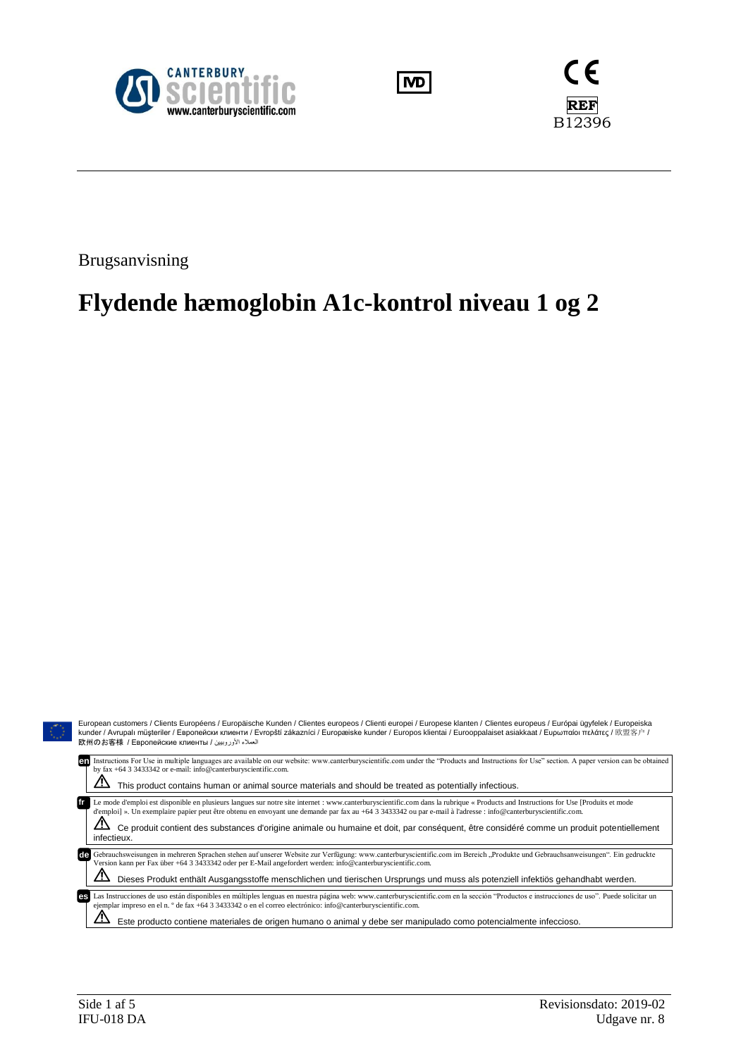CANTERBURY scientific www.canterburyscientific.com

IVD

CE

REF B12396

Brugsanvisning

# Flydende hæmoglobin A1c-kontrol niveau 1 og 2

European customers / Clients Européens / Europäische Kunden / Clientes europeos / Clienti europei / Europese klanten / Clientes europeus / Európai ügyfelek / Europeiska kunder / Avrupalı müşteriler / Европейски клиенти / Evropští zákazníci / Europæiske kunder / Europos klientai / Eurooppalaiset asiakkaat / Ευρωπαίοι πελάτες / 欧盟客户 / 欧州のお客様 / Европейские клиенты / العملاء الأوروبيين

**en** Instructions For Use in multiple languages are available on our website: www.canterburyscientific.com under the "Products and Instructions for Use" section. A paper version can be obtained by fax +64 3 3433342 or e-mail: info@canterburyscientific.com.

⚠ This product contains human or animal source materials and should be treated as potentially infectious.

**fr** Le mode d'emploi est disponible en plusieurs langues sur notre site internet : www.canterburyscientific.com dans la rubrique « Products and Instructions for Use [Produits et mode d'emploi] ». Un exemplaire papier peut être obtenu en envoyant une demande par fax au +64 3 3433342 ou par e-mail à l'adresse : info@canterburyscientific.com.

⚠ Ce produit contient des substances d'origine animale ou humaine et doit, par conséquent, être considéré comme un produit potentiellement infectieux.

**de** Gebrauchsweisungen in mehreren Sprachen stehen auf unserer Website zur Verfügung: www.canterburyscientific.com im Bereich „Produkte und Gebrauchsanweisungen". Ein gedruckte Version kann per Fax über +64 3 3433342 oder per E-Mail angefordert werden: info@canterburyscientific.com.

⚠ Dieses Produkt enthält Ausgangsstoffe menschlichen und tierischen Ursprungs und muss als potenziell infektiös gehandhabt werden.

**es** Las Instrucciones de uso están disponibles en múltiples lenguas en nuestra página web: www.canterburyscientific.com en la sección "Productos e instrucciones de uso". Puede solicitar un ejemplar impreso en el n. º de fax +64 3 3433342 o en el correo electrónico: info@canterburyscientific.com.

⚠ Este producto contiene materiales de origen humano o animal y debe ser manipulado como potencialmente infeccioso.

IFU-018 DA

Revisionsdato: 2019-02

Udgave nr. 8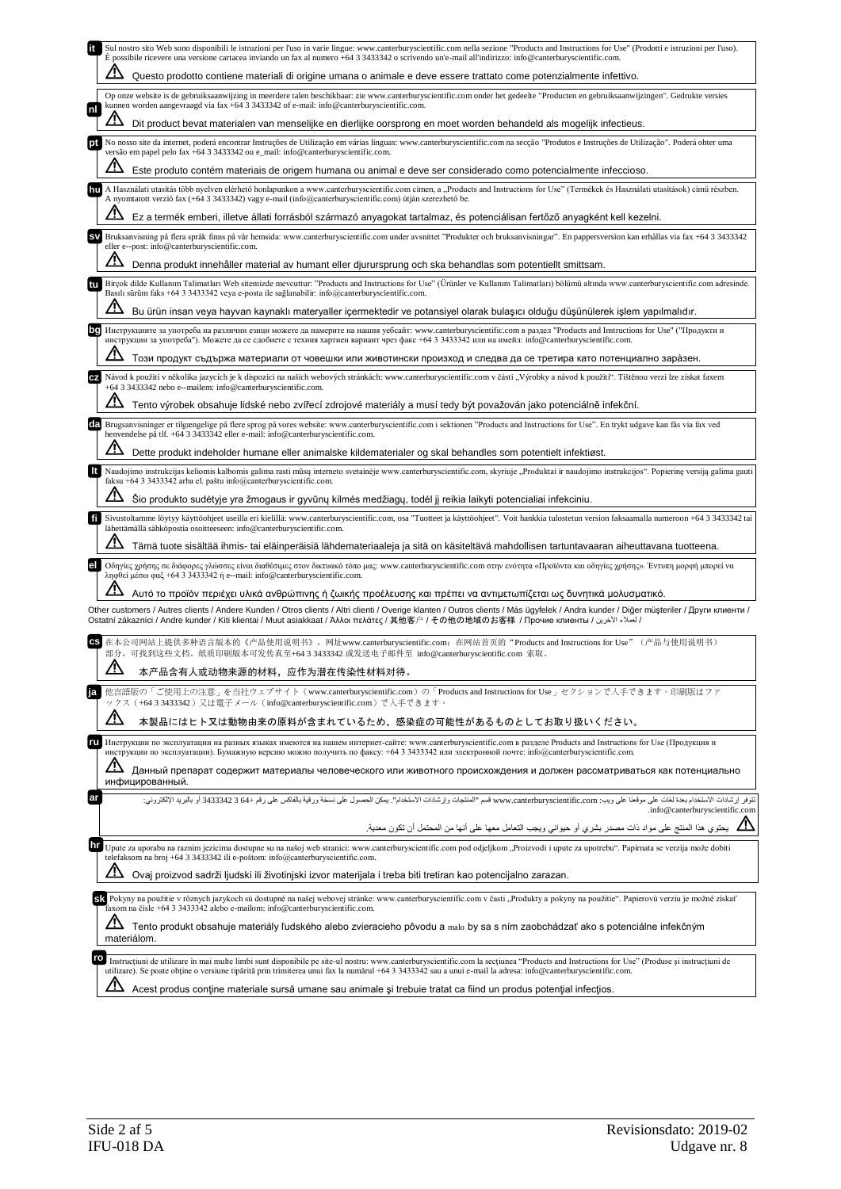**it** Sul nostro sito Web sono disponibili le istruzioni per l'uso in varie lingue: www.canterburyscientific.com nella sezione "Products and Instructions for Use" (Prodotti e istruzioni per l'uso). È possibile ricevere una versione cartacea inviando un fax al numero +64 3 3433342 o scrivendo un'e-mail all'indirizzo: info@canterburyscientific.com.

⚠ Questo prodotto contiene materiali di origine umana o animale e deve essere trattato come potenzialmente infettivo.

**nl** Op onze website is de gebruiksaanwijzing in meerdere talen beschikbaar: zie www.canterburyscientific.com onder het gedeelte "Producten en gebruiksaanwijzingen". Gedrukte versies kunnen worden aangevraagd via fax +64 3 3433342 of e-mail: info@canterburyscientific.com.

⚠ Dit product bevat materialen van menselijke en dierlijke oorsprong en moet worden behandeld als mogelijk infectieus.

**pt** No nosso site da internet, poderá encontrar Instruções de Utilização em várias línguas: www.canterburyscientific.com na secção "Produtos e Instruções de Utilização". Poderá obter uma versão em papel pelo fax +64 3 3433342 ou e_mail: info@canterburyscientific.com.

⚠ Este produto contém materiais de origem humana ou animal e deve ser considerado como potencialmente infeccioso.

**hu** A Használati utasítás több nyelven elérhető honlapunkon a www.canterburyscientific.com címen, a „Products and Instructions for Use" (Termékek és Használati utasítások) című részben. A nyomtatott verzió fax (+64 3 3433342) vagy e-mail (info@canterburyscientific.com) útján szerezhető be.

⚠ Ez a termék emberi, illetve állati forrásból származó anyagokat tartalmaz, és potenciálisan fertőző anyagként kell kezelni.

**sv** Bruksanvisning på flera språk finns på vår hemsida: www.canterburyscientific.com under avsnittet "Produkter och bruksanvisningar". En pappersversion kan erhållas via fax +64 3 3433342 eller e--post: info@canterburyscientific.com.

⚠ Denna produkt innehåller material av humant eller djurursprung och ska behandlas som potentiellt smittsam.

**tu** Birçok dilde Kullanım Talimatları Web sitemizde mevcuttur: "Products and Instructions for Use" (Ürünler ve Kullanım Talimatları) bölümü altında www.canterburyscientific.com adresinde. Basılı sürüm faks +64 3 3433342 veya e-posta ile sağlanabilir: info@canterburyscientific.com.

⚠ Bu ürün insan veya hayvan kaynaklı materyaller içermektedir ve potansiyel olarak bulaşıcı olduğu düşünülerek işlem yapılmalıdır.

**bg** Инструкциите за употреба на различни езици можете да намерите на нашия уебсайт: www.canterburyscientific.com в раздел "Products and Instructions for Use" ("Продукти и инструкции за употреба"). Можете да се сдобиете с техния хартиен вариант чрез факс +64 3 3433342 или на имейл: info@canterburyscientific.com.

⚠ Този продукт съдържа материали от човешки или животински произход и следва да се третира като потенциално заразен.

**cz** Návod k použití v několika jazycích je k dispozici na našich webových stránkách: www.canterburyscientific.com v části „Výrobky a návod k použití". Tištěnou verzi lze získat faxem +64 3 3433342 nebo e--mailem: info@canterburyscientific.com.

⚠ Tento výrobek obsahuje lidské nebo zvířecí zdrojové materiály a musí tedy být považován jako potenciálně infekční.

**da** Brugsanvisninger er tilgængelige på flere sprog på vores website: www.canterburyscientific.com i sektionen "Products and Instructions for Use". En trykt udgave kan fås via fax ved henvendelse på tlf. +64 3 3433342 eller e-mail: info@canterburyscientific.com.

⚠ Dette produkt indeholder humane eller animalske kildematerialer og skal behandles som potentielt infektiøst.

**lt** Naudojimo instrukcijas keliomis kalbomis galima rasti mūsų interneto svetainėje www.canterburyscientific.com, skyriuje „Produktai ir naudojimo instrukcijos". Popierinę versiją galima gauti faksu +64 3 3433342 arba el. paštu info@canterburyscientific.com.

⚠ Šio produkto sudėtyje yra žmogaus ir gyvūnų kilmės medžiagų, todėl jį reikia laikyti potencialiai infekciniu.

**fi** Sivustoltamme löytyy käyttöohjeet useilla eri kielillä: www.canterburyscientific.com, osa "Tuotteet ja käyttöohjeet". Voit hankkia tulostetun version faksaamalla numeroon +64 3 3433342 tai lähettämällä sähköpostia osoitteeseen: info@canterburyscientific.com.

⚠ Tämä tuote sisältää ihmis- tai eläinperäisiä lähdemateriaaleja ja sitä on käsiteltävä mahdollisen tartuntavaaran aiheuttavana tuotteena.

**el** Οδηγίες χρήσης σε διάφορες γλώσσες είναι διαθέσιμες στον δικτυακό τόπο μας: www.canterburyscientific.com στην ενότητα «Προϊόντα και οδηγίες χρήσης». Έντυπη μορφή μπορεί να ληφθεί μέσω φαξ +64 3 3433342 ή e--mail: info@canterburyscientific.com.

⚠ Αυτό το προϊόν περιέχει υλικά ανθρώπινης ή ζωικής προέλευσης και πρέπει να αντιμετωπίζεται ως δυνητικά μολυσματικό.

Other customers / Autres clients / Andere Kunden / Otros clients / Altri clienti / Overige klanten / Outros clients / Más ügyfelek / Andra kunder / Diğer müşteriler / Други клиенти / Ostatní zákazníci / Andre kunder / Kiti klientai / Muut asiakkaat / Άλλοι πελάτες / 其他客户 / その他の地域のお客様 / Прочие клиенты / لعملاء الآخرين /

**cs** 在本公司网站上提供多种语言版本的《产品使用说明书》，网址www.canterburyscientific.com：在网站首页的"Products and Instructions for Use"（产品与使用说明书）部分，可找到这些文档。纸质印刷版本可发传真至+64 3 3433342 或发送电子邮件至 info@canterburyscientific.com 索取。

⚠ 本产品含有人或动物来源的材料，应作为潜在传染性材料对待。

**ja** 他言語版の「ご使用上の注意」を当社ウェブサイト（www.canterburyscientific.com）の「Products and Instructions for Use」セクションで入手できます。印刷版はファックス（+64 3 3433342）又は電子メール（info@canterburyscientific.com）で入手できます。

⚠ 本製品にはヒト又は動物由来の原料が含まれているため、感染症の可能性があるものとしてお取り扱いください。

**ru** Инструкции по эксплуатации на разных языках имеются на нашем интернет-сайте: www.canterburyscientific.com в разделе Products and Instructions for Use (Продукция и инструкции по эксплуатации). Бумажную версию можно получить по факсу: +64 3 3433342 или электронной почте: info@canterburyscientific.com.

⚠ Данный препарат содержит материалы человеческого или животного происхождения и должен рассматриваться как потенциально инфицированный.

**ar** تتوفر إرشادات الاستخدام بعدة لغات على موقعنا على ويب: www.canterburyscientific.com قسم "المنتجات وإرشادات الاستخدام". يمكن الحصول على نسخة ورقية بالفاكس على رقم +64 3 3433342 أو بالبريد الإلكتروني: info@canterburyscientific.com.

⚠ يحتوي هذا المنتج على مواد ذات مصدر بشري أو حيواني ويجب التعامل معها على أنها من المحتمل أن تكون معدية.

**hr** Upute za uporabu na raznim jezicima dostupne su na našoj web stranici: www.canterburyscientific.com pod odjeljkom „Proizvodi i upute za upotrebu". Papirnata se verzija može dobiti telefaksom na broj +64 3 3433342 ili e-poštom: info@canterburyscientific.com.

⚠ Ovaj proizvod sadrži ljudski ili životinjski izvor materijala i treba biti tretiran kao potencijalno zarazan.

**sk** Pokyny na použitie v rôznych jazykoch sú dostupné na našej webovej stránke: www.canterburyscientific.com v časti „Produkty a pokyny na použitie". Papierovú verziu je možné získať faxom na čísle +64 3 3433342 alebo e-mailom: info@canterburyscientific.com.

⚠ Tento produkt obsahuje materiály ľudského alebo zvieracieho pôvodu a malo by sa s ním zaobchádzať ako s potenciálne infekčným materiálom.

**ro** Instrucțiuni de utilizare în mai multe limbi sunt disponibile pe site-ul nostru: www.canterburyscientific.com la secțiunea "Products and Instructions for Use" (Produse și instrucțiuni de utilizare). Se poate obține o versiune tipărită prin trimiterea unui fax la numărul +64 3 3433342 sau a unui e-mail la adresa: info@canterburyscientific.com.

⚠ Acest produs conține materiale sursă umane sau animale și trebuie tratat ca fiind un produs potențial infecțios.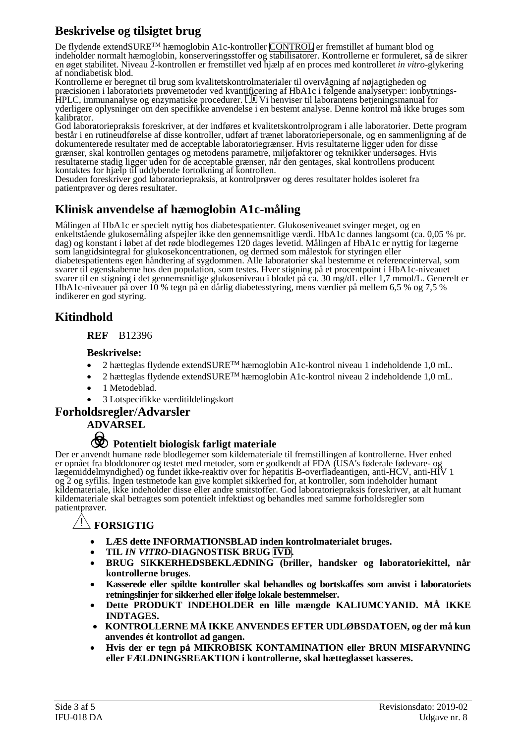## Beskrivelse og tilsigtet brug

De flydende extendSURE™ hæmoglobin A1c-kontroller CONTROL er fremstillet af humant blod og indeholder normalt hæmoglobin, konserveringsstoffer og stabilisatorer. Kontrollerne er formuleret, så de sikrer en øget stabilitet. Niveau 2-kontrollen er fremstillet ved hjælp af en proces med kontrolleret *in vitro*-glykering af nondiabetisk blod.

Kontrollerne er beregnet til brug som kvalitetskontrolmaterialer til overvågning af nøjagtigheden og præcisionen i laboratoriets prøvemetoder ved kvantificering af HbA1c i følgende analysetyper: ionbytnings-HPLC, immunanalyse og enzymatiske procedurer. Vi henviser til laborantens betjeningsmanual for yderligere oplysninger om den specifikke anvendelse i en bestemt analyse. Denne kontrol må ikke bruges som kalibrator.

God laboratoriepraksis foreskriver, at der indføres et kvalitetskontrolprogram i alle laboratorier. Dette program består i en rutineudførelse af disse kontroller, udført af trænet laboratoriepersonale, og en sammenligning af de dokumenterede resultater med de acceptable laboratoriegrænser. Hvis resultaterne ligger uden for disse grænser, skal kontrollen gentages og metodens parametre, miljøfaktorer og teknikker undersøges. Hvis resultaterne stadig ligger uden for de acceptable grænser, når den gentages, skal kontrollens producent kontaktes for hjælp til uddybende fortolkning af kontrollen.

Desuden foreskriver god laboratoriepraksis, at kontrolprøver og deres resultater holdes isoleret fra patientprøver og deres resultater.

## Klinisk anvendelse af hæmoglobin A1c-måling

Målingen af HbA1c er specielt nyttig hos diabetespatienter. Glukoseniveauet svinger meget, og en enkeltstående glukosemåling afspejler ikke den gennemsnitlige værdi. HbA1c dannes langsomt (ca. 0,05 % pr. dag) og konstant i løbet af det røde blodlegemes 120 dages levetid. Målingen af HbA1c er nyttig for lægerne som langtidsintegral for glukosekoncentrationen, og dermed som målestok for styringen eller diabetespatientens egen håndtering af sygdommen. Alle laboratorier skal bestemme et referenceinterval, som svarer til egenskaberne hos den population, som testes. Hver stigning på et procentpoint i HbA1c-niveauet svarer til en stigning i det gennemsnitlige glukoseniveau i blodet på ca. 30 mg/dL eller 1,7 mmol/L. Generelt er HbA1c-niveauer på over 10 % tegn på en dårlig diabetesstyring, mens værdier på mellem 6,5 % og 7,5 % indikerer en god styring.

## Kitindhold

**REF** B12396

**Beskrivelse:**

- 2 hætteglas flydende extendSURE™ hæmoglobin A1c-kontrol niveau 1 indeholdende 1,0 mL.
- 2 hætteglas flydende extendSURE™ hæmoglobin A1c-kontrol niveau 2 indeholdende 1,0 mL.
- 1 Metodeblad.
- 3 Lotspecifikke værditildelingskort

## Forholdsregler/Advarsler

**ADVARSEL**

**Potentielt biologisk farligt materiale**

Der er anvendt humane røde blodlegemer som kildemateriale til fremstillingen af kontrollerne. Hver enhed er opnået fra bloddonorer og testet med metoder, som er godkendt af FDA (USA's føderale fødevare- og lægemiddelmyndighed) og fundet ikke-reaktiv over for hepatitis B-overfladeantigen, anti-HCV, anti-HIV 1 og 2 og syfilis. Ingen testmetode kan give komplet sikkerhed for, at kontroller, som indeholder humant kildemateriale, ikke indeholder disse eller andre smitstoffer. God laboratoriepraksis foreskriver, at alt humant kildemateriale skal betragtes som potentielt infektiøst og behandles med samme forholdsregler som patientprøver.

**FORSIGTIG**

- **LÆS dette INFORMATIONSBLAD inden kontrolmaterialet bruges.**
- **TIL *IN VITRO*-DIAGNOSTISK BRUG IVD.**
- **BRUG SIKKERHEDSBEKLÆDNING (briller, handsker og laboratoriekittel, når kontrollerne bruges.**
- **Kasserede eller spildte kontroller skal behandles og bortskaffes som anvist i laboratoriets retningslinjer for sikkerhed eller ifølge lokale bestemmelser.**
- **Dette PRODUKT INDEHOLDER en lille mængde KALIUMCYANID. MÅ IKKE INDTAGES.**
- **KONTROLLERNE MÅ IKKE ANVENDES EFTER UDLØBSDATOEN, og der må kun anvendes ét kontrollot ad gangen.**
- **Hvis der er tegn på MIKROBISK KONTAMINATION eller BRUN MISFARVNING eller FÆLDNINGSREAKTION i kontrollerne, skal hætteglasset kasseres.**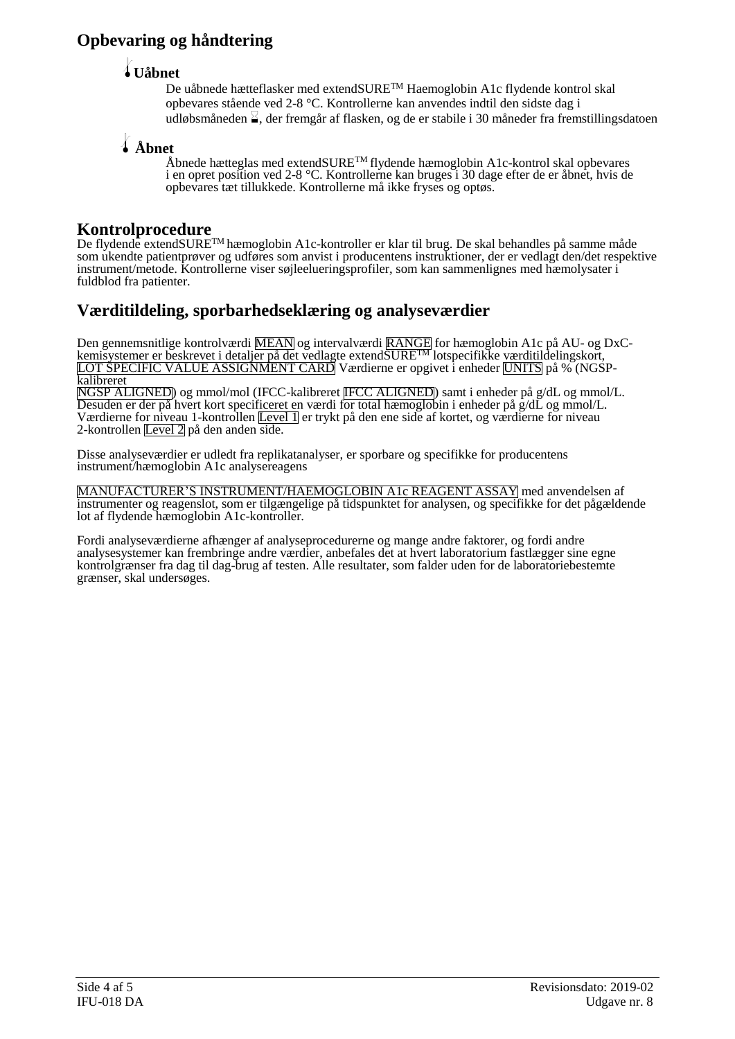## Opbevaring og håndtering

### Uåbnet

De uåbnede hætteflasker med extendSURE™ Haemoglobin A1c flydende kontrol skal opbevares stående ved 2-8 °C. Kontrollerne kan anvendes indtil den sidste dag i udløbsmåneden, der fremgår af flasken, og de er stabile i 30 måneder fra fremstillingsdatoen

### Åbnet

Åbnede hætteglas med extendSURE™ flydende hæmoglobin A1c-kontrol skal opbevares i en opret position ved 2-8 °C. Kontrollerne kan bruges i 30 dage efter de er åbnet, hvis de opbevares tæt tillukkede. Kontrollerne må ikke fryses og optøs.

## Kontrolprocedure

De flydende extendSURE™ hæmoglobin A1c-kontroller er klar til brug. De skal behandles på samme måde som ukendte patientprøver og udføres som anvist i producentens instruktioner, der er vedlagt den/det respektive instrument/metode. Kontrollerne viser søjleelueringsprofiler, som kan sammenlignes med hæmolysater i fuldblod fra patienter.

## Værditildeling, sporbarhedseklæring og analyseværdier

Den gennemsnitlige kontrolværdi MEAN og intervalværdi RANGE for hæmoglobin A1c på AU- og DxC-kemisystemer er beskrevet i detaljer på det vedlagte extendSURE™ lotspecifikke værditildelingskort, LOT SPECIFIC VALUE ASSIGNMENT CARD Værdierne er opgivet i enheder UNITS på % (NGSP-kalibreret NGSP ALIGNED) og mmol/mol (IFCC-kalibreret IFCC ALIGNED) samt i enheder på g/dL og mmol/L. Desuden er der på hvert kort specificeret en værdi for total hæmoglobin i enheder på g/dL og mmol/L. Værdierne for niveau 1-kontrollen Level 1 er trykt på den ene side af kortet, og værdierne for niveau 2-kontrollen Level 2 på den anden side.

Disse analyseværdier er udledt fra replikatanalyser, er sporbare og specifikke for producentens instrument/hæmoglobin A1c analysereagens

MANUFACTURER'S INSTRUMENT/HAEMOGLOBIN A1c REAGENT ASSAY med anvendelsen af instrumenter og reagenslot, som er tilgængelige på tidspunktet for analysen, og specifikke for det pågældende lot af flydende hæmoglobin A1c-kontroller.

Fordi analyseværdierne afhænger af analyseprocedurerne og mange andre faktorer, og fordi andre analysesystemer kan frembringe andre værdier, anbefales det at hvert laboratorium fastlægger sine egne kontrolgrænser fra dag til dag-brug af testen. Alle resultater, som falder uden for de laboratoriebestemte grænser, skal undersøges.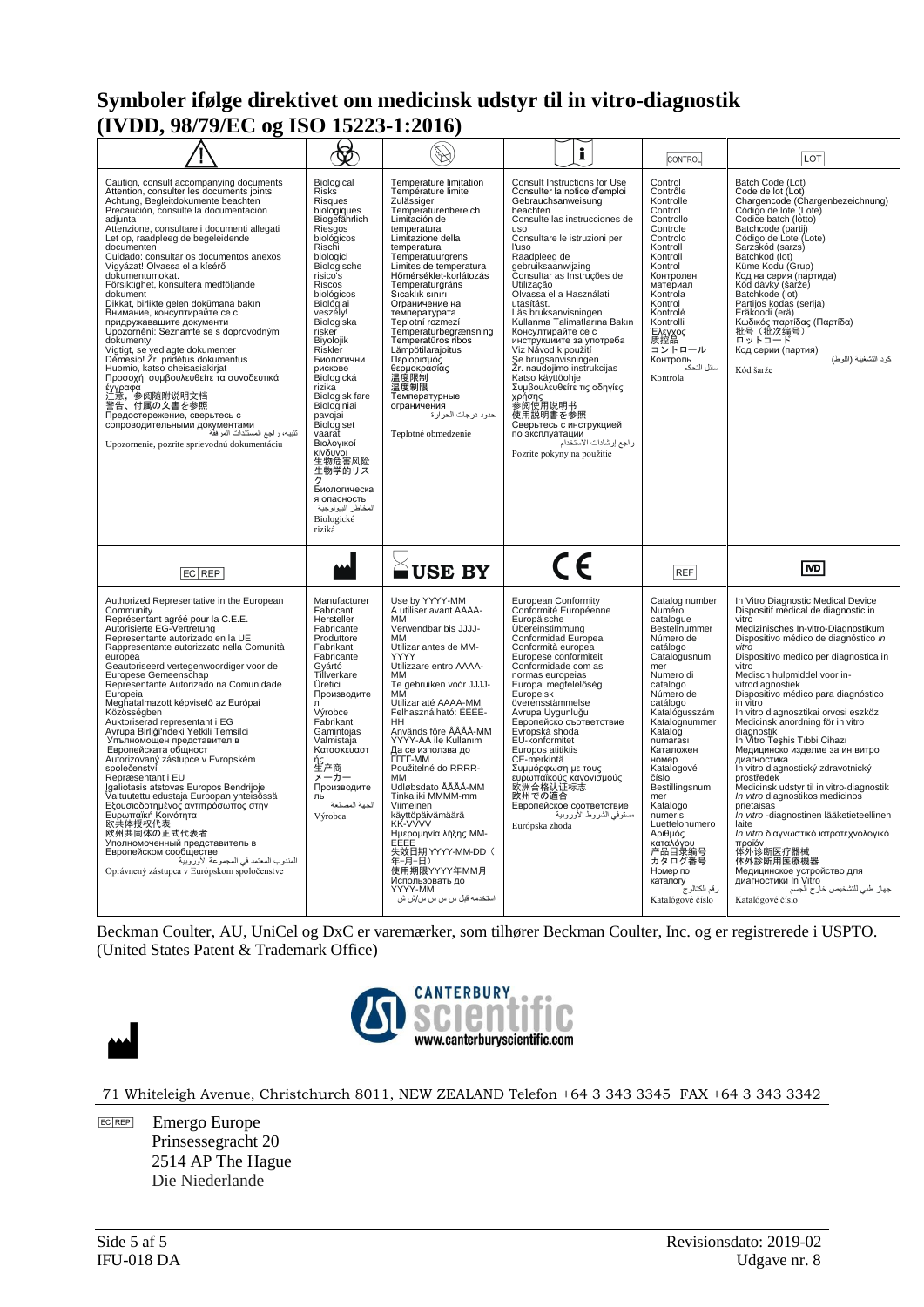# Symboler ifølge direktivet om medicinsk udstyr til in vitro-diagnostik (IVDD, 98/79/EC og ISO 15223-1:2016)

| ⚠ | ☣ | 🌡 | i | CONTROL | LOT |
|---|---|---|---|---|---|
| Caution, consult accompanying documents<br>Attention, consulter les documents joints<br>Achtung, Begleitdokumente beachten<br>Precaución, consulte la documentación adjunta<br>Attenzione, consultare i documenti allegati<br>Let op, raadpleeg de begeleidende documenten<br>Cuidado: consultar os documentos anexos<br>Vigyázat! Olvassa el a kísérő dokumentumokat.<br>Försiktighet, konsultera medföljande dokument<br>Dikkat, birlikte gelen doküma bakın<br>Внимание, консултирайте се с придружаващите документи<br>Upozornění: Seznamte se s doprovodnými dokumenty<br>Vigtigt, se vedlagte dokumenter<br>Dėmesio! Žr. pridėtus dokumentus<br>Huomio, katso oheisasiakirjat<br>Προσοχή, συμβουλευθείτε τα συνοδευτικά έγγραφα<br>注意，参阅随附说明文档<br>警告、付属の文書を参照<br>Предостережение, сверьтесь с сопроводительными документами<br>تنبيه، راجع المستندات المرفقة<br>Upozornenie, pozrite sprievodnú dokumentáciu | Biological Risks<br>Risques biologiques<br>Biogefährlich<br>Riesgos biológicos<br>Rischi biologici<br>Biologische risico's<br>Riscos biológicos<br>Biológiai veszély!<br>Biologiska risker<br>Biyolojik Riskler<br>Биологични рискове<br>Biologická rizika<br>Biologisk fare<br>Biologiniai pavojai<br>Biologiset vaarat<br>Βιολογικοί κίνδυνοι<br>生物危害风险<br>生物学的リスク<br>Биологическая опасность<br>المخاطر البيولوجية<br>Biologické riziká | Temperature limitation<br>Température limite<br>Zulässiger Temperaturenbereich<br>Limitación de temperatura<br>Limites de temperatura<br>Limitazione della temperatura<br>Temperatuurgrens<br>Limites de temperatura<br>Hőmérséklet-korlátozás<br>Temperaturgräns<br>Sıcaklık sınırı<br>Ограничение на температурата<br>Teplotní rozmezí<br>Temperaturbegrænsning<br>Temperatūros ribos<br>Lämpötilarajoitus<br>Περιορισμός θερμοκρασίας<br>温度限制<br>温度制限<br>Температурные ограничения<br>حدود درجات الحرارة<br>Teplotné obmedzenie | Consult Instructions for Use<br>Consulter la notice d'emploi<br>Gebrauchsanweisung beachten<br>Consulte las instrucciones de uso<br>Consultare le istruzioni per l'uso<br>Raadpleeg de gebruiksaanwijzing<br>Consultar as Instruções de Utilização<br>Olvassa el a Használati utasítást.<br>Läs bruksanvisningen<br>Kullanma Talimatlarına Bakın<br>Консултирайте се с инструкциите за употреба<br>Viz Návod k použití<br>Se brugsanvisningen<br>Žr. naudojimo instrukcijas<br>Katso käyttöohje<br>Συμβουλευθείτε τις οδηγίες χρήσης<br>参阅使用说明书<br>使用説明書を参照<br>Сверьтесь с инструкцией по эксплуатации<br>راجع إرشادات الاستخدام<br>Pozrite pokyny na použitie | Control<br>Contrôle<br>Kontrolle<br>Control<br>Controllo<br>Controle<br>Controlo<br>Kontroll<br>Kontroll<br>Kontrol<br>Контролен материал<br>Kontrola<br>Kontrol<br>Kontrolė<br>Kontrolli<br>Έλεγχος<br>质控品<br>コントロール<br>Контроль<br>سائل التحكم<br>Kontrola | Batch Code (Lot)<br>Code de lot (Lot)<br>Chargencode (Chargenbezeichnung)<br>Código de lote (Lote)<br>Codice batch (lotto)<br>Batchcode (partij)<br>Código de Lote (Lote)<br>Sarzskód (sarzs)<br>Batchkod (lot)<br>Küme Kodu (Grup)<br>Код на серия (партида)<br>Kód dávky (šarže)<br>Batchkode (lot)<br>Partijos kodas (serija)<br>Eräkoodi (erä)<br>Κωδικός παρτίδας (Παρτίδα)<br>批号（批次编号）<br>ロットコード<br>Код серии (партия)<br>كود التشغيلة (اللوط)<br>Kód šarže |
| EC REP | 🏭 | ⌛ USE BY | CE | REF | IVD |
| Authorized Representative in the European Community<br>Représentant agréé pour la C.E.E.<br>Autorisierte EG-Vertretung<br>Representante autorizado en la UE<br>Rappresentante autorizzato nella Comunità europea<br>Geautoriseerd vertegenwoordiger voor de Europese Gemeenschap<br>Representante Autorizado na Comunidade Europeia<br>Meghatalmazott képviselő az Európai Közösségben<br>Auktoriserad representant i EG<br>Avrupa Birliği'ndeki Yetkili Temsilci<br>Упълномощен представител в Европейската общност<br>Autorizovaný zástupce v Evropském společenství<br>Repræsentant i EU<br>Įgaliotasis atstovas Europos Bendrijoje<br>Valtuutettu edustaja Euroopan yhteisössä<br>Εξουσιοδοτημένος αντιπρόσωπος στην Ευρωπαϊκή Κοινότητα<br>欧共体授权代表<br>欧州共同体の正式代表者<br>Уполномоченный представитель в Европейском сообществе<br>المندوب المعتمد في المجموعة الأوروبية<br>Oprávnený zástupca v Európskom spoločenstve | Manufacturer<br>Fabricant<br>Hersteller<br>Fabricante<br>Produttore<br>Fabrikant<br>Fabricante<br>Gyártó<br>Tillverkare<br>Üretici<br>Производител<br>Výrobce<br>Fabrikant<br>Gamintojas<br>Valmistaja<br>Κατασκευαστής<br>生产商<br>メーカー<br>Производитель<br>الجهة المصنعة<br>Výrobca | Use by YYYY-MM<br>A utiliser avant AAAA-MM<br>Verwendbar bis JJJJ-MM<br>Utilizar antes de MM-YYYY<br>Utilizzare entro AAAA-MM<br>Te gebruiken vóór JJJJ-MM<br>Utilizar até AAAA-MM.<br>Felhasználható: ÉÉÉÉ-HH<br>Används före ÅÅÅÅ-MM<br>YYYY-AA ile Kullanım<br>Да се използва до ГГГГ-ММ<br>Použitelné do RRRR-MM<br>Udløbsdato ÅÅÅÅ-MM<br>Tinka iki MMMM-mm<br>Viimeinen käyttöpäivämäärä KK-VVVV<br>Ημερομηνία λήξης MM-EEEE<br>失效日期 YYYY-MM-DD（年-月-日）<br>使用期限YYYY年MM月<br>Использовать до YYYY-MM<br>استخدمه قبل س س س س/ش ش | European Conformity<br>Conformité Européenne<br>Europäische Übereinstimmung<br>Conformidad Europea<br>Conformità europea<br>Europese conformiteit<br>Conformidade com as normas europeias<br>Európai megfelelőség<br>Europeisk överensstämmelse<br>Avrupa Uygunluğu<br>Европейско съответствие<br>Evropská shoda<br>EU-konformitet<br>Europos atitiktis<br>CE-merkintä<br>Συμμόρφωση με τους ευρωπαϊκούς κανονισμούς<br>欧洲合格认证标志<br>欧州での適合<br>Европейское соответствие<br>مستوفي الشروط الأوروبية<br>Európska zhoda | Catalog number<br>Numéro catalogue<br>Bestellnummer<br>Número de catálogo<br>Catalogusnummer<br>Numero di catalogo<br>Número de catálogo<br>Katalógusszám<br>Katalognummer<br>Katalog numarası<br>Каталожен номер<br>Katalogové číslo<br>Bestillingsnummer<br>Katalogo numeris<br>Luettelonumero<br>Αριθμός καταλόγου<br>产品目录编号<br>カタログ番号<br>Номер по каталогу<br>رقم الكتالوج<br>Katalógové číslo | In Vitro Diagnostic Medical Device<br>Dispositif médical de diagnostic in vitro<br>Medizinisches In-vitro-Diagnostikum<br>Dispositivo médico de diagnóstico *in vitro*<br>Dispositivo medico per diagnostica in vitro<br>Medisch hulpmiddel voor in-vitrodiagnostiek<br>Dispositivo médico para diagnóstico in vitro<br>In vitro diagnosztikai orvosi eszköz<br>Medicinsk anordning för in vitro diagnostik<br>In Vitro Teşhis Tıbbi Cihazı<br>Медицинско изделие за ин витро диагностика<br>In vitro diagnostický zdravotnický prostředek<br>Medicinsk udstyr til in vitro-diagnostik<br>*In vitro* diagnostikos medicinos prietaisas<br>*In vitro* -diagnostinen lääketieteellinen laite<br>*In vitro* διαγνωστικό ιατροτεχνολογικό προϊόν<br>体外诊断医疗器械<br>体外診断用医療機器<br>Медицинское устройство для диагностики In Vitro<br>جهاز طبي للتشخيص خارج الجسم<br>Katalógové číslo |

Beckman Coulter, AU, UniCel og DxC er varemærker, som tilhører Beckman Coulter, Inc. og er registrerede i USPTO. (United States Patent & Trademark Office)

CANTERBURY scientific
www.canterburyscientific.com

71 Whiteleigh Avenue, Christchurch 8011, NEW ZEALAND Telefon +64 3 343 3345 FAX +64 3 343 3342

EC REP Emergo Europe
Prinsessegracht 20
2514 AP The Hague
Die Niederlande

IFU-018 DA

Revisionsdato: 2019-02
Udgave nr. 8